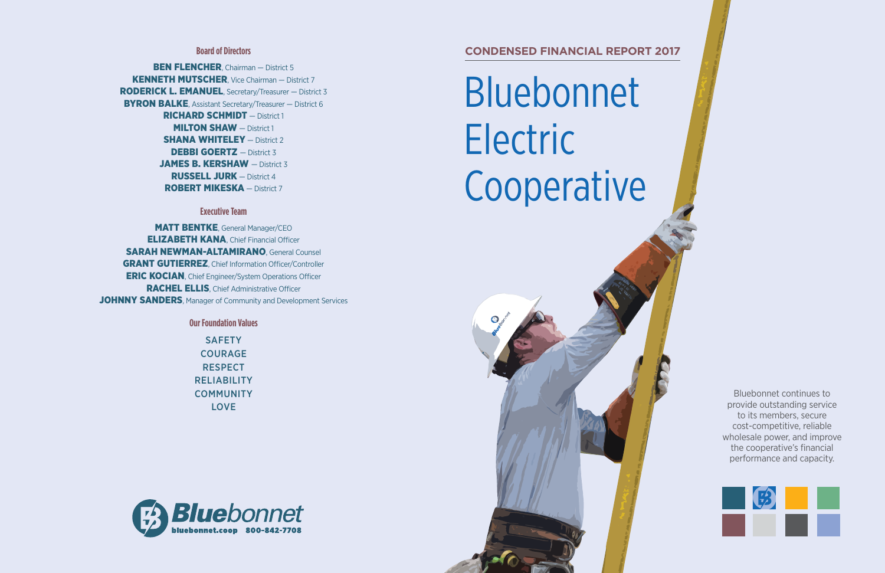## Board of Directors

**BEN FLENCHER**, Chairman — District 5
**KENNETH MUTSCHER**, Vice Chairman — District 7
**RODERICK L. EMANUEL**, Secretary/Treasurer — District 3
**BYRON BALKE**, Assistant Secretary/Treasurer — District 6
**RICHARD SCHMIDT** — District 1
**MILTON SHAW** — District 1
**SHANA WHITELEY** — District 2
**DEBBI GOERTZ** — District 3
**JAMES B. KERSHAW** — District 3
**RUSSELL JURK** — District 4
**ROBERT MIKESKA** — District 7

## Executive Team

**MATT BENTKE**, General Manager/CEO
**ELIZABETH KANA**, Chief Financial Officer
**SARAH NEWMAN-ALTAMIRANO**, General Counsel
**GRANT GUTIERREZ**, Chief Information Officer/Controller
**ERIC KOCIAN**, Chief Engineer/System Operations Officer
**RACHEL ELLIS**, Chief Administrative Officer
**JOHNNY SANDERS**, Manager of Community and Development Services

## Our Foundation Values

SAFETY
COURAGE
RESPECT
RELIABILITY
COMMUNITY
LOVE

Bluebonnet
bluebonnet.coop 800-842-7708

**CONDENSED FINANCIAL REPORT 2017**

# Bluebonnet Electric Cooperative

Bluebonnet continues to provide outstanding service to its members, secure cost-competitive, reliable wholesale power, and improve the cooperative's financial performance and capacity.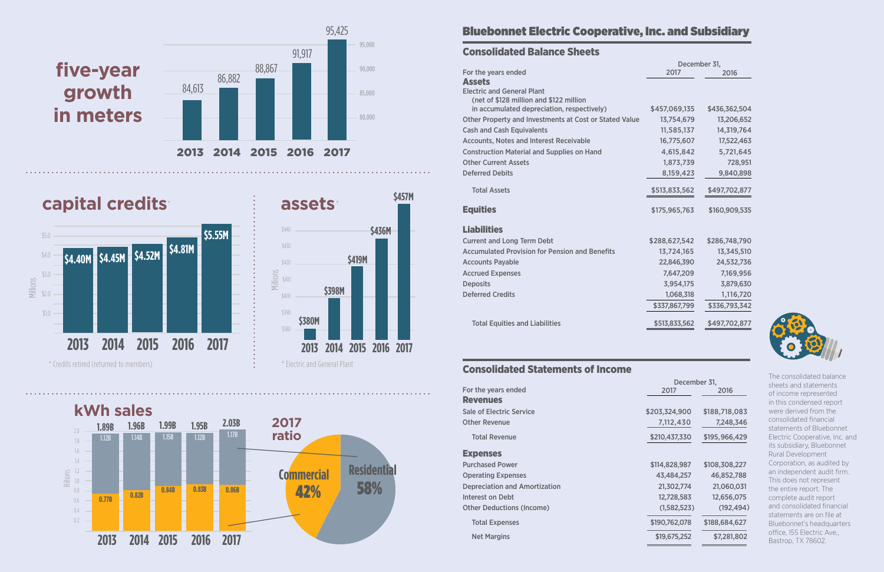## five-year growth in meters

84,613
86,882
88,867
91,917
95,425

95,000
90,000
85,000
80,000

2013 2014 2015 2016 2017

## capital credits*

$5.0
$4.0
$3.0
$2.0
$1.0

Millions

$4.40M $4.45M $4.52M $4.81M $5.55M

2013 2014 2015 2016 2017

* Credits retired (returned to members)

## assets*

$440
$430
$420
$410
$400
$390
$380

Millions

$380M $398M $419M $436M $457M

2013 2014 2015 2016 2017

* Electric and General Plant

## kWh sales

2.0
1.8
1.6
1.4
1.2
1.0
0.8
0.6
0.4
0.2

Billions

1.89B 1.96B 1.99B 1.95B 2.03B

1.12B 1.14B 1.15B 1.12B 1.17B

0.77B 0.82B 0.84B 0.83B 0.86B

2013 2014 2015 2016 2017

## 2017 ratio

Commercial 42%

Residential 58%

# Bluebonnet Electric Cooperative, Inc. and Subsidiary

## Consolidated Balance Sheets

| For the years ended | December 31, 2017 | 2016 |
|---|---|---|
| **Assets** | | |
| Electric and General Plant (net of $128 million and $122 million in accumulated depreciation, respectively) | $457,069,135 | $436,362,504 |
| Other Property and Investments at Cost or Stated Value | 13,754,679 | 13,206,652 |
| Cash and Cash Equivalents | 11,585,137 | 14,319,764 |
| Accounts, Notes and Interest Receivable | 16,775,607 | 17,522,463 |
| Construction Material and Supplies on Hand | 4,615,842 | 5,721,645 |
| Other Current Assets | 1,873,739 | 728,951 |
| Deferred Debits | 8,159,423 | 9,840,898 |
| Total Assets | $513,833,562 | $497,702,877 |
| **Equities** | $175,965,763 | $160,909,535 |
| **Liabilities** | | |
| Current and Long Term Debt | $288,627,542 | $286,748,790 |
| Accumulated Provision for Pension and Benefits | 13,724,165 | 13,345,510 |
| Accounts Payable | 22,846,390 | 24,532,736 |
| Accrued Expenses | 7,647,209 | 7,169,956 |
| Deposits | 3,954,175 | 3,879,630 |
| Deferred Credits | 1,068,318 | 1,116,720 |
| | $337,867,799 | $336,793,342 |
| Total Equities and Liabilities | $513,833,562 | $497,702,877 |

## Consolidated Statements of Income

| For the years ended | December 31, 2017 | 2016 |
|---|---|---|
| **Revenues** | | |
| Sale of Electric Service | $203,324,900 | $188,718,083 |
| Other Revenue | 7,112,430 | 7,248,346 |
| Total Revenue | $210,437,330 | $195,966,429 |
| **Expenses** | | |
| Purchased Power | $114,828,987 | $108,308,227 |
| Operating Expenses | 43,484,257 | 46,852,788 |
| Depreciation and Amortization | 21,302,774 | 21,060,031 |
| Interest on Debt | 12,728,583 | 12,656,075 |
| Other Deductions (Income) | (1,582,523) | (192,494) |
| Total Expenses | $190,762,078 | $188,684,627 |
| Net Margins | $19,675,252 | $7,281,802 |

The consolidated balance sheets and statements of income represented in this condensed report were derived from the consolidated financial statements of Bluebonnet Electric Cooperative, Inc. and its subsidiary, Bluebonnet Rural Development Corporation, as audited by an independent audit firm. This does not represent the entire report. The complete audit report and consolidated financial statements are on file at Bluebonnet's headquarters office, 155 Electric Ave., Bastrop, TX 78602.